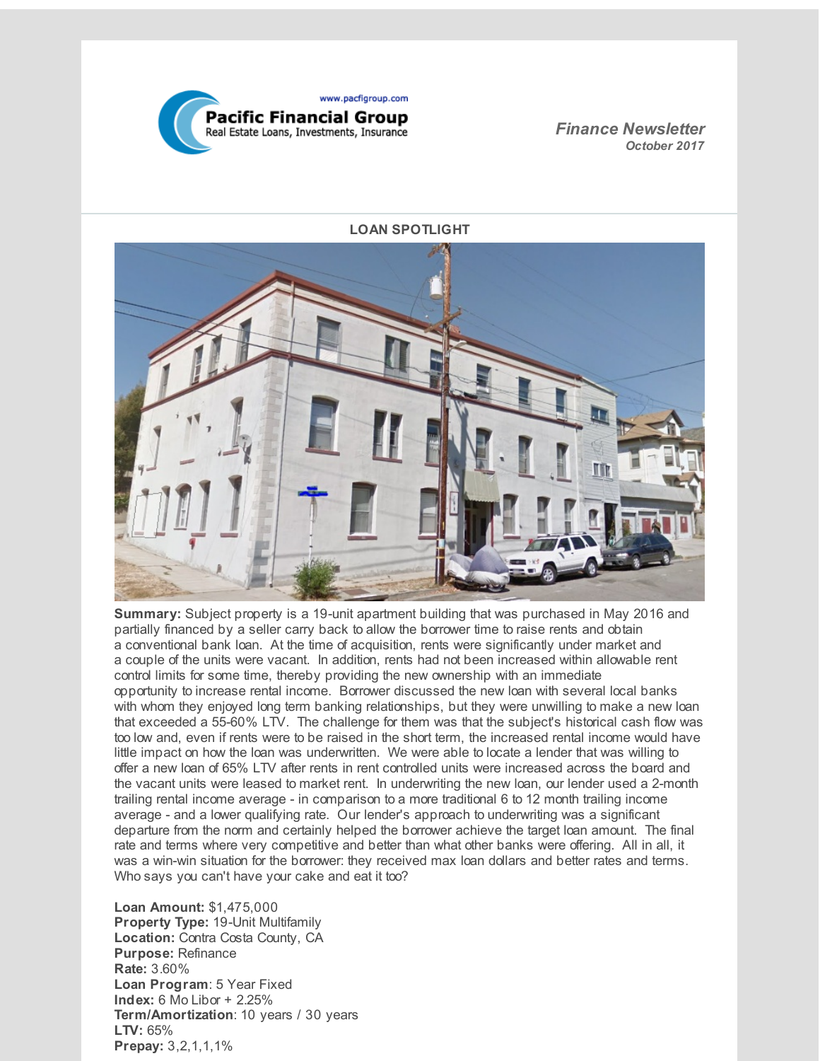www.pacfigroup.com

**Pacific Financial Group**
Real Estate Loans, Investments, Insurance

*Finance Newsletter*
*October 2017*

## LOAN SPOTLIGHT

**Summary:** Subject property is a 19-unit apartment building that was purchased in May 2016 and partially financed by a seller carry back to allow the borrower time to raise rents and obtain a conventional bank loan. At the time of acquisition, rents were significantly under market and a couple of the units were vacant. In addition, rents had not been increased within allowable rent control limits for some time, thereby providing the new ownership with an immediate opportunity to increase rental income. Borrower discussed the new loan with several local banks with whom they enjoyed long term banking relationships, but they were unwilling to make a new loan that exceeded a 55-60% LTV. The challenge for them was that the subject's historical cash flow was too low and, even if rents were to be raised in the short term, the increased rental income would have little impact on how the loan was underwritten. We were able to locate a lender that was willing to offer a new loan of 65% LTV after rents in rent controlled units were increased across the board and the vacant units were leased to market rent. In underwriting the new loan, our lender used a 2-month trailing rental income average - in comparison to a more traditional 6 to 12 month trailing income average - and a lower qualifying rate. Our lender's approach to underwriting was a significant departure from the norm and certainly helped the borrower achieve the target loan amount. The final rate and terms where very competitive and better than what other banks were offering. All in all, it was a win-win situation for the borrower: they received max loan dollars and better rates and terms. Who says you can't have your cake and eat it too?

**Loan Amount:** $1,475,000
**Property Type:** 19-Unit Multifamily
**Location:** Contra Costa County, CA
**Purpose:** Refinance
**Rate:** 3.60%
**Loan Program**: 5 Year Fixed
**Index:** 6 Mo Libor + 2.25%
**Term/Amortization**: 10 years / 30 years
**LTV:** 65%
**Prepay:** 3,2,1,1,1%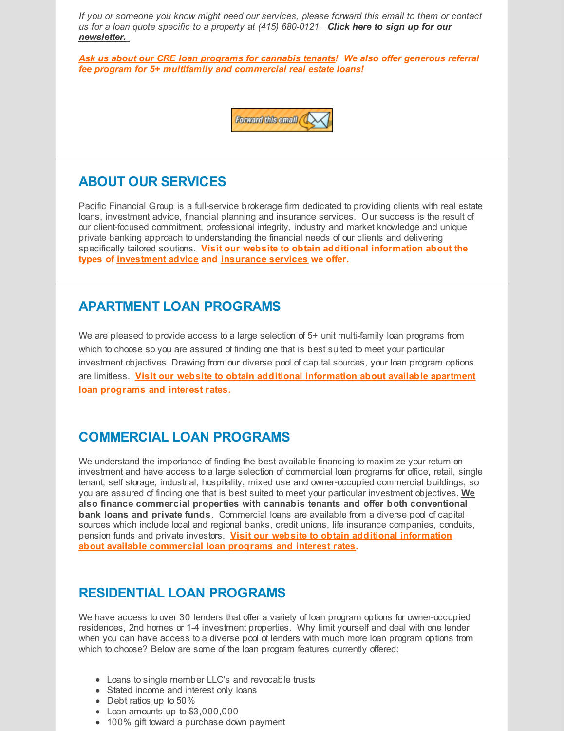*If you or someone you know might need our services, please forward this email to them or contact us for a loan quote specific to a property at (415) 680-0121.* ***Click here to sign up for our newsletter.***

***Ask us about our CRE loan programs for cannabis tenants! We also offer generous referral fee program for 5+ multifamily and commercial real estate loans!***

## ABOUT OUR SERVICES

Pacific Financial Group is a full-service brokerage firm dedicated to providing clients with real estate loans, investment advice, financial planning and insurance services. Our success is the result of our client-focused commitment, professional integrity, industry and market knowledge and unique private banking approach to understanding the financial needs of our clients and delivering specifically tailored solutions. **Visit our website to obtain additional information about the types of investment advice and insurance services we offer.**

## APARTMENT LOAN PROGRAMS

We are pleased to provide access to a large selection of 5+ unit multi-family loan programs from which to choose so you are assured of finding one that is best suited to meet your particular investment objectives. Drawing from our diverse pool of capital sources, your loan program options are limitless. **Visit our website to obtain additional information about available apartment loan programs and interest rates.**

## COMMERCIAL LOAN PROGRAMS

We understand the importance of finding the best available financing to maximize your return on investment and have access to a large selection of commercial loan programs for office, retail, single tenant, self storage, industrial, hospitality, mixed use and owner-occupied commercial buildings, so you are assured of finding one that is best suited to meet your particular investment objectives. **We also finance commercial properties with cannabis tenants and offer both conventional bank loans and private funds**. Commercial loans are available from a diverse pool of capital sources which include local and regional banks, credit unions, life insurance companies, conduits, pension funds and private investors. **Visit our website to obtain additional information about available commercial loan programs and interest rates.**

## RESIDENTIAL LOAN PROGRAMS

We have access to over 30 lenders that offer a variety of loan program options for owner-occupied residences, 2nd homes or 1-4 investment properties. Why limit yourself and deal with one lender when you can have access to a diverse pool of lenders with much more loan program options from which to choose? Below are some of the loan program features currently offered:

- Loans to single member LLC's and revocable trusts
- Stated income and interest only loans
- Debt ratios up to 50%
- Loan amounts up to $3,000,000
- 100% gift toward a purchase down payment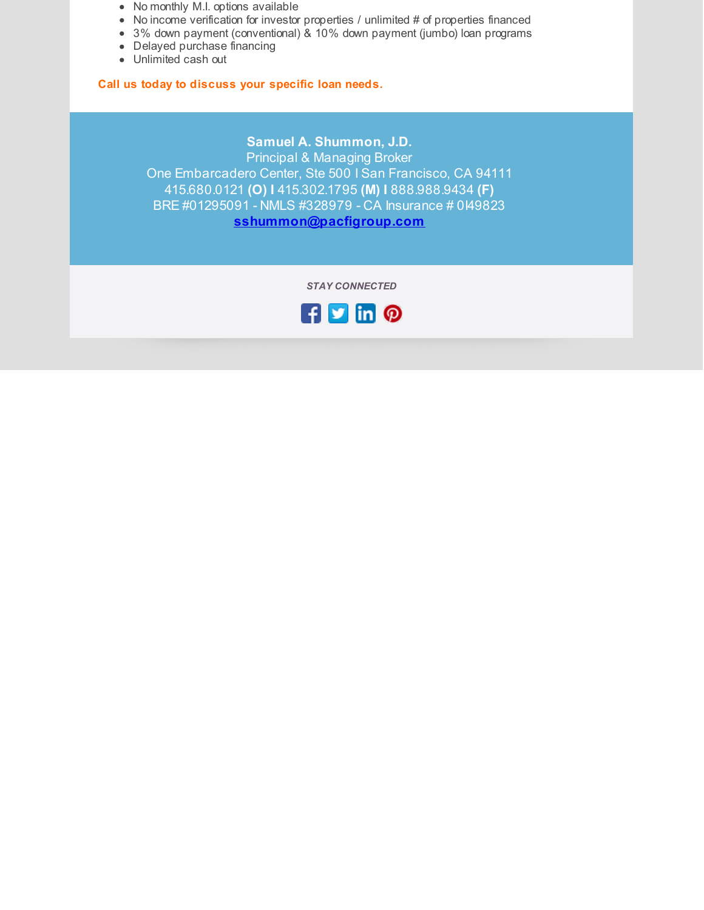- No monthly M.I. options available
- No income verification for investor properties / unlimited # of properties financed
- 3% down payment (conventional) & 10% down payment (jumbo) loan programs
- Delayed purchase financing
- Unlimited cash out

**Call us today to discuss your specific loan needs.**

**Samuel A. Shummon, J.D.**
Principal & Managing Broker
One Embarcadero Center, Ste 500 I San Francisco, CA 94111
415.680.0121 **(O) I** 415.302.1795 **(M) I** 888.988.9434 **(F)**
BRE #01295091 - NMLS #328979 - CA Insurance # 0I49823
**sshummon@pacfigroup.com**

***STAY CONNECTED***